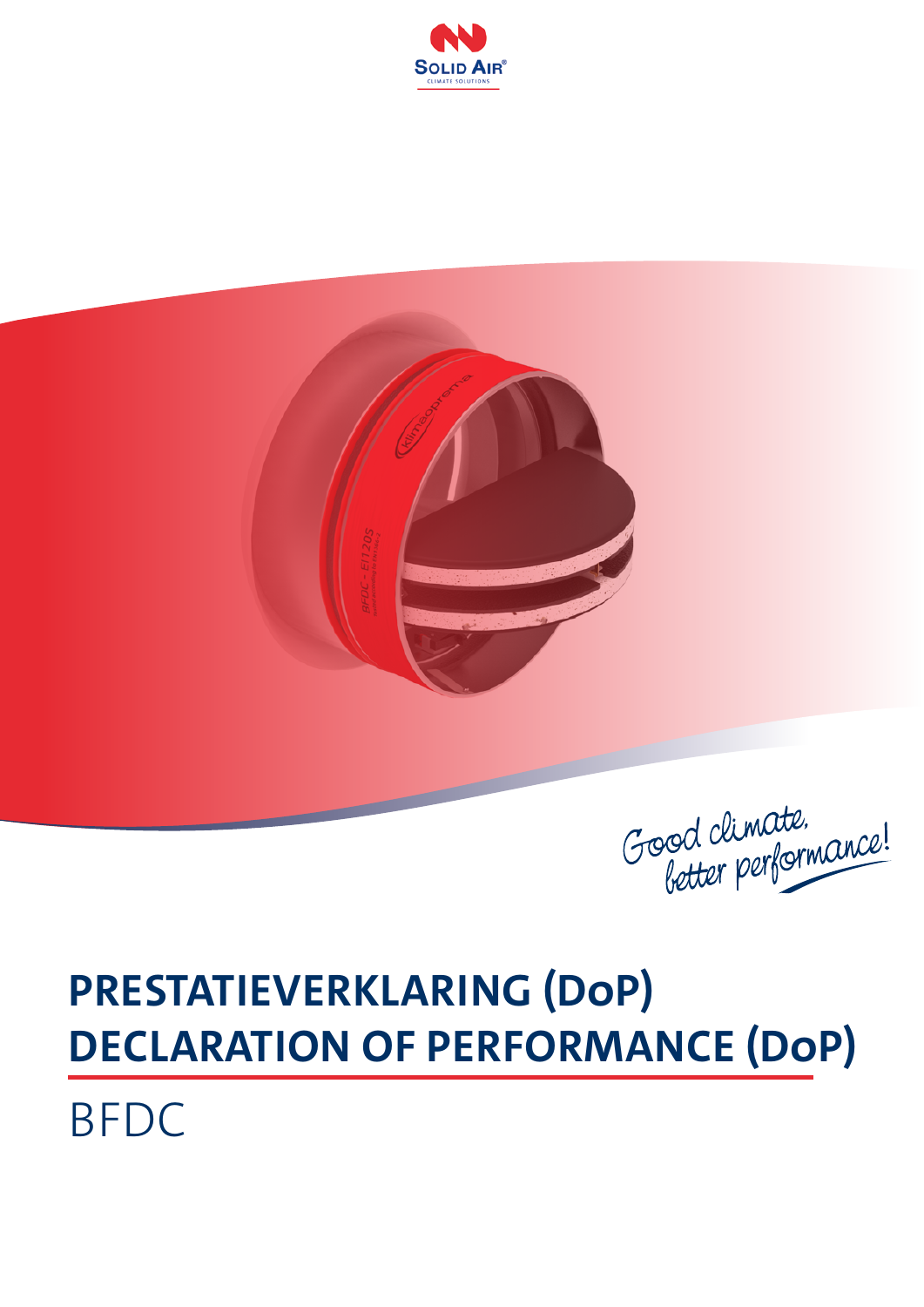Good climate, better performance!

# PRESTATIEVERKLARING (DoP)
# DECLARATION OF PERFORMANCE (DoP)

## BFDC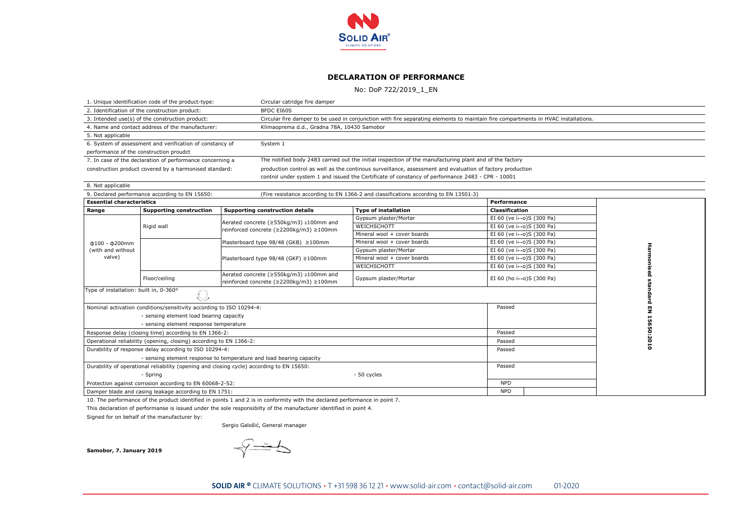# DECLARATION OF PERFORMANCE

No: DoP 722/2019_1_EN

| | |
|---|---|
| 1. Unique identification code of the product-type: | Circular catridge fire damper |
| 2. Identification of the construction product: | BFDC EI60S |
| 3. Intended use(s) of the construction product: | Circular fire damper to be used in conjunction with fire separating elements to maintain fire compartments in HVAC installations. |
| 4. Name and contact address of the manufacturer: | Klimaoprema d.d., Gradna 78A, 10430 Samobor |
| 5. Not applicable | |
| 6. System of assessment and verification of constancy of performance of the construction proudct | System 1 |
| 7. In case of the declaration of performance concerning a construction product covered by a harmonised standard: | The notified body 2483 carried out the initial inspection of the manufacturing plant and of the factory production control as well as the continous surveillance, assessment and evaluation of factory production control under system 1 and issued the Certificate of constancy of performance 2483 - CPR - 10001 |
| 8. Not applicable | |
| 9. Declared performance according to EN 15650: | (Fire resistance according to EN 1366-2 and classifications according to EN 13501-3) |

| Essential characteristics | | | | Performance | | Harmonised standard EN 15650:2010 |
|---|---|---|---|---|---|---|
| Range | Supporting construction | Supporting construction details | Type of installation | Classification | | |
| ϕ100 - ϕ200mm (with and without valve) | Rigid wall | Aerated concrete (≥550kg/m3) ≥100mm and reinforced concrete (≥2200kg/m3) ≥100mm | Gypsum plaster/Mortar | EI 60 (ve i↔o)S (300 Pa) | | |
| | | | WEICHSCHOTT | EI 60 (ve i↔o)S (300 Pa) | | |
| | | | Mineral wool + cover boards | EI 60 (ve i↔o)S (300 Pa) | | |
| | | Plasterboard type 98/48 (GKB) ≥100mm | Mineral wool + cover boards | EI 60 (ve i↔o)S (300 Pa) | | |
| | | Plasterboard type 98/48 (GKF) ≥100mm | Gypsum plaster/Mortar | EI 60 (ve i↔o)S (300 Pa) | | |
| | | | Mineral wool + cover boards | EI 60 (ve i↔o)S (300 Pa) | | |
| | | | WEICHSCHOTT | EI 60 (ve i↔o)S (300 Pa) | | |
| | Floor/ceiling | Aerated concrete (≥550kg/m3) ≥100mm and reinforced concrete (≥2200kg/m3) ≥100mm | Gypsum plaster/Mortar | EI 60 (ho i↔o)S (300 Pa) | | |
| Type of installation: built in, 0-360º | | | | | | |
| Nominal activation conditions/sensitivity according to ISO 10294-4:<br>- sensing element load bearing capacity<br>- sensing element response temperature | | | | Passed | | |
| Response delay (closing time) according to EN 1366-2: | | | | Passed | | |
| Operational reliability (opening, closing) according to EN 1366-2: | | | | Passed | | |
| Durability of response delay according to ISO 10294-4:<br>- sensing element response to temperature and load bearing capacity | | | | Passed | | |
| Durability of operational reliability (opening and closing cycle) according to EN 15650:<br>- Spring | | | - 50 cycles | Passed | | |
| Protection against corrosion according to EN 60068-2-52: | | | | NPD | | |
| Damper blade and casing leakage according to EN 1751: | | | | NPD | | |

10. The performance of the product identified in points 1 and 2 is in conformity with the declared performance in point 7.

This declaration of performanse is issued under the sole responsibilty of the manufacturer identified in point 4.

Signed for on behalf of the manufacturer by:

Sergio Galošić, General manager

**Samobor, 7. January 2019**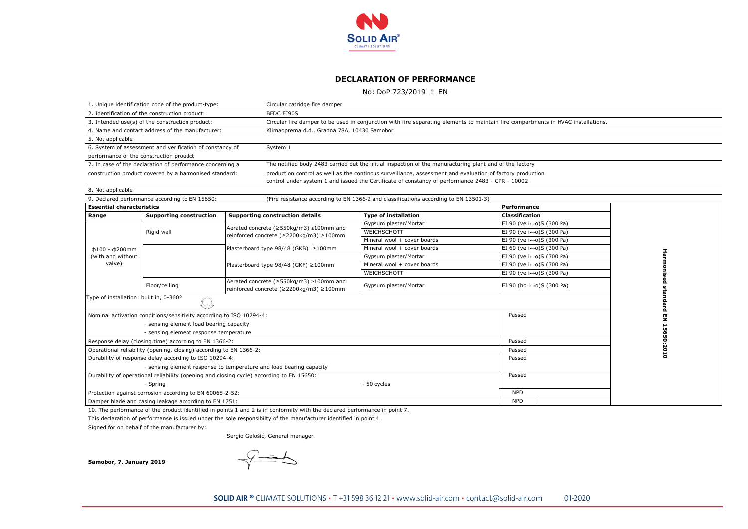# DECLARATION OF PERFORMANCE

No: DoP 723/2019_1_EN

| | |
|---|---|
| 1. Unique identification code of the product-type: | Circular catridge fire damper |
| 2. Identification of the construction product: | BFDC EI90S |
| 3. Intended use(s) of the construction product: | Circular fire damper to be used in conjunction with fire separating elements to maintain fire compartments in HVAC installations. |
| 4. Name and contact address of the manufacturer: | Klimaoprema d.d., Gradna 78A, 10430 Samobor |
| 5. Not applicable | |
| 6. System of assessment and verification of constancy of performance of the construction proudct | System 1 |
| 7. In case of the declaration of performance concerning a construction product covered by a harmonised standard: | The notified body 2483 carried out the initial inspection of the manufacturing plant and of the factory production control as well as the continous surveillance, assessment and evaluation of factory production control under system 1 and issued the Certificate of constancy of performance 2483 - CPR - 10002 |
| 8. Not applicable | |
| 9. Declared performance according to EN 15650: | (Fire resistance according to EN 1366-2 and classifications according to EN 13501-3) |

| Essential characteristics | | | | Performance | Harmonised standard EN 15650:2010 |
|---|---|---|---|---|---|
| Range | Supporting construction | Supporting construction details | Type of installation | Classification | |
| ϕ100 - ϕ200mm (with and without valve) | Rigid wall | Aerated concrete (≥550kg/m3) ≥100mm and reinforced concrete (≥2200kg/m3) ≥100mm | Gypsum plaster/Mortar | EI 90 (ve i↔o)S (300 Pa) | |
| | | | WEICHSCHOTT | EI 90 (ve i↔o)S (300 Pa) | |
| | | | Mineral wool + cover boards | EI 90 (ve i↔o)S (300 Pa) | |
| | | Plasterboard type 98/48 (GKB) ≥100mm | Mineral wool + cover boards | EI 60 (ve i↔o)S (300 Pa) | |
| | | Plasterboard type 98/48 (GKF) ≥100mm | Gypsum plaster/Mortar | EI 90 (ve i↔o)S (300 Pa) | |
| | | | Mineral wool + cover boards | EI 90 (ve i↔o)S (300 Pa) | |
| | | | WEICHSCHOTT | EI 90 (ve i↔o)S (300 Pa) | |
| | Floor/ceiling | Aerated concrete (≥550kg/m3) ≥100mm and reinforced concrete (≥2200kg/m3) ≥100mm | Gypsum plaster/Mortar | EI 90 (ho i↔o)S (300 Pa) | |
| Type of installation: built in, 0-360° | | | | | |
| Nominal activation conditions/sensitivity according to ISO 10294-4:<br>- sensing element load bearing capacity<br>- sensing element response temperature | | | | Passed | |
| Response delay (closing time) according to EN 1366-2: | | | | Passed | |
| Operational reliability (opening, closing) according to EN 1366-2: | | | | Passed | |
| Durability of response delay according to ISO 10294-4:<br>- sensing element response to temperature and load bearing capacity | | | | Passed | |
| Durability of operational reliability (opening and closing cycle) according to EN 15650:<br>- Spring - 50 cycles | | | | Passed | |
| Protection against corrosion according to EN 60068-2-52: | | | | NPD | |
| Damper blade and casing leakage according to EN 1751: | | | | NPD | |

10. The performance of the product identified in points 1 and 2 is in conformity with the declared performance in point 7.

This declaration of performanse is issued under the sole responsibilty of the manufacturer identified in point 4.

Signed for on behalf of the manufacturer by:

Sergio Galošić, General manager

**Samobor, 7. January 2019**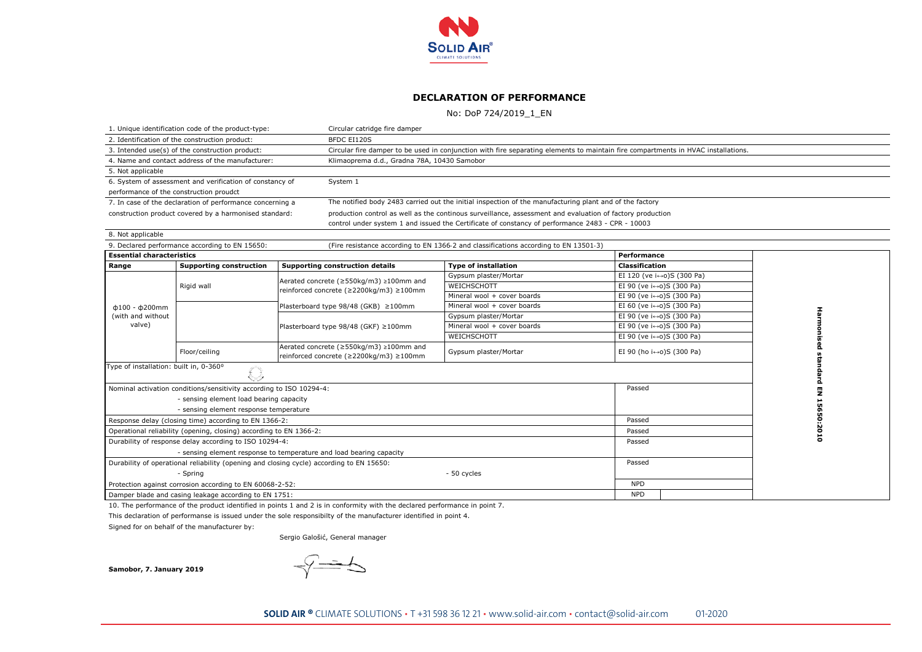# DECLARATION OF PERFORMANCE

No: DoP 724/2019_1_EN

| | |
|---|---|
| 1. Unique identification code of the product-type: | Circular catridge fire damper |
| 2. Identification of the construction product: | BFDC EI120S |
| 3. Intended use(s) of the construction product: | Circular fire damper to be used in conjunction with fire separating elements to maintain fire compartments in HVAC installations. |
| 4. Name and contact address of the manufacturer: | Klimaoprema d.d., Gradna 78A, 10430 Samobor |
| 5. Not applicable | |
| 6. System of assessment and verification of constancy of performance of the construction proudct | System 1 |
| 7. In case of the declaration of performance concerning a construction product covered by a harmonised standard: | The notified body 2483 carried out the initial inspection of the manufacturing plant and of the factory production control as well as the continous surveillance, assessment and evaluation of factory production control under system 1 and issued the Certificate of constancy of performance 2483 - CPR - 10003 |
| 8. Not applicable | |
| 9. Declared performance according to EN 15650: | (Fire resistance according to EN 1366-2 and classifications according to EN 13501-3) |

| Essential characteristics | | | | Performance | Harmonised standard EN 15650:2010 |
|---|---|---|---|---|---|
| **Range** | **Supporting construction** | **Supporting construction details** | **Type of installation** | **Classification** | |
| ϕ100 - ϕ200mm (with and without valve) | Rigid wall | Aerated concrete (≥550kg/m3) ≥100mm and reinforced concrete (≥2200kg/m3) ≥100mm | Gypsum plaster/Mortar | EI 120 (ve i↔o)S (300 Pa) | |
| | | | WEICHSCHOTT | EI 90 (ve i↔o)S (300 Pa) | |
| | | | Mineral wool + cover boards | EI 90 (ve i↔o)S (300 Pa) | |
| | | Plasterboard type 98/48 (GKB) ≥100mm | Mineral wool + cover boards | EI 60 (ve i↔o)S (300 Pa) | |
| | | Plasterboard type 98/48 (GKF) ≥100mm | Gypsum plaster/Mortar | EI 90 (ve i↔o)S (300 Pa) | |
| | | | Mineral wool + cover boards | EI 90 (ve i↔o)S (300 Pa) | |
| | | | WEICHSCHOTT | EI 90 (ve i↔o)S (300 Pa) | |
| | Floor/ceiling | Aerated concrete (≥550kg/m3) ≥100mm and reinforced concrete (≥2200kg/m3) ≥100mm | Gypsum plaster/Mortar | EI 90 (ho i↔o)S (300 Pa) | |
| Type of installation: built in, 0-360° | | | | | |
| Nominal activation conditions/sensitivity according to ISO 10294-4: - sensing element load bearing capacity - sensing element response temperature | | | | Passed | |
| Response delay (closing time) according to EN 1366-2: | | | | Passed | |
| Operational reliability (opening, closing) according to EN 1366-2: | | | | Passed | |
| Durability of response delay according to ISO 10294-4: - sensing element response to temperature and load bearing capacity | | | | Passed | |
| Durability of operational reliability (opening and closing cycle) according to EN 15650: - Spring | | - 50 cycles | | Passed | |
| Protection against corrosion according to EN 60068-2-52: | | | | NPD | |
| Damper blade and casing leakage according to EN 1751: | | | | NPD | |

10. The performance of the product identified in points 1 and 2 is in conformity with the declared performance in point 7.

This declaration of performanse is issued under the sole responsibilty of the manufacturer identified in point 4.

Signed for on behalf of the manufacturer by:

Sergio Galošić, General manager

**Samobor, 7. January 2019**